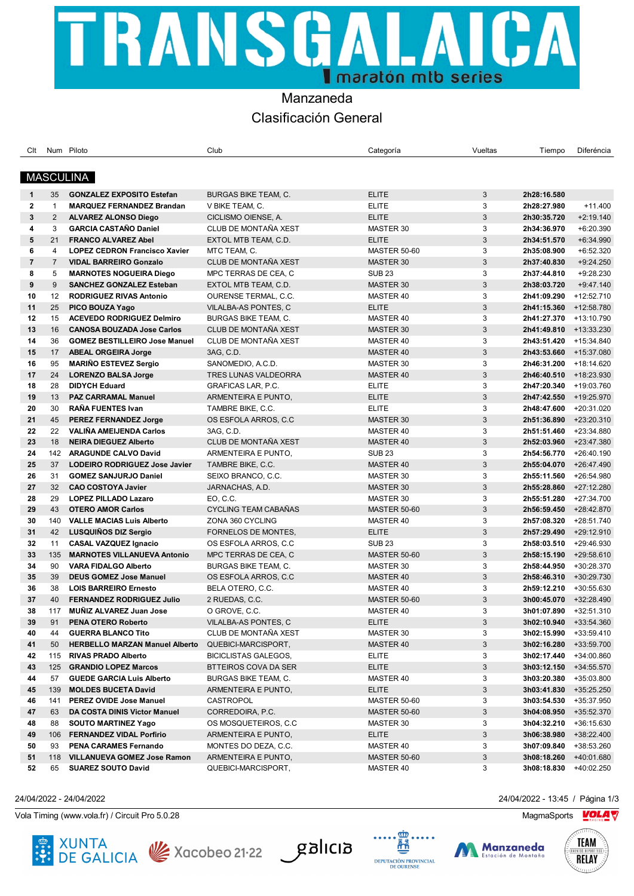# TRANSGALAICA maratón mtb series

## Manzaneda

## Clasificación General

### MASCULINA

| Clt | Num | Piloto | Club | Categoría | Vueltas | Tiempo | Diferéncia |
|---|---|---|---|---|---|---|---|
| 1 | 35 | **GONZALEZ EXPOSITO Estefan** | BURGAS BIKE TEAM, C. | ELITE | 3 | **2h28:16.580** | |
| 2 | 1 | **MARQUEZ FERNANDEZ Brandan** | V BIKE TEAM, C. | ELITE | 3 | **2h28:27.980** | +11.400 |
| 3 | 2 | **ALVAREZ ALONSO Diego** | CICLISMO OIENSE, A. | ELITE | 3 | **2h30:35.720** | +2:19.140 |
| 4 | 3 | **GARCIA CASTAÑO Daniel** | CLUB DE MONTAÑA XEST | MASTER 30 | 3 | **2h34:36.970** | +6:20.390 |
| 5 | 21 | **FRANCO ALVAREZ Abel** | EXTOL MTB TEAM, C.D. | ELITE | 3 | **2h34:51.570** | +6:34.990 |
| 6 | 4 | **LOPEZ CEDRON Francisco Xavier** | MTC TEAM, C. | MASTER 50-60 | 3 | **2h35:08.900** | +6:52.320 |
| 7 | 7 | **VIDAL BARREIRO Gonzalo** | CLUB DE MONTAÑA XEST | MASTER 30 | 3 | **2h37:40.830** | +9:24.250 |
| 8 | 5 | **MARNOTES NOGUEIRA Diego** | MPC TERRAS DE CEA, C | SUB 23 | 3 | **2h37:44.810** | +9:28.230 |
| 9 | 9 | **SANCHEZ GONZALEZ Esteban** | EXTOL MTB TEAM, C.D. | MASTER 30 | 3 | **2h38:03.720** | +9:47.140 |
| 10 | 12 | **RODRIGUEZ RIVAS Antonio** | OURENSE TERMAL, C.C. | MASTER 40 | 3 | **2h41:09.290** | +12:52.710 |
| 11 | 25 | **PICO BOUZA Yago** | VILALBA-AS PONTES, C | ELITE | 3 | **2h41:15.360** | +12:58.780 |
| 12 | 15 | **ACEVEDO RODRIGUEZ Delmiro** | BURGAS BIKE TEAM, C. | MASTER 40 | 3 | **2h41:27.370** | +13:10.790 |
| 13 | 16 | **CANOSA BOUZADA Jose Carlos** | CLUB DE MONTAÑA XEST | MASTER 30 | 3 | **2h41:49.810** | +13:33.230 |
| 14 | 36 | **GOMEZ BESTILLEIRO Jose Manuel** | CLUB DE MONTAÑA XEST | MASTER 40 | 3 | **2h43:51.420** | +15:34.840 |
| 15 | 17 | **ABEAL ORGEIRA Jorge** | 3AG, C.D. | MASTER 40 | 3 | **2h43:53.660** | +15:37.080 |
| 16 | 95 | **MARIÑO ESTEVEZ Sergio** | SANOMEDIO, A.C.D. | MASTER 30 | 3 | **2h46:31.200** | +18:14.620 |
| 17 | 24 | **LORENZO BALSA Jorge** | TRES LUNAS VALDEORRA | MASTER 40 | 3 | **2h46:40.510** | +18:23.930 |
| 18 | 28 | **DIDYCH Eduard** | GRAFICAS LAR, P.C. | ELITE | 3 | **2h47:20.340** | +19:03.760 |
| 19 | 13 | **PAZ CARRAMAL Manuel** | ARMENTEIRA E PUNTO, | ELITE | 3 | **2h47:42.550** | +19:25.970 |
| 20 | 30 | **RAÑA FUENTES Ivan** | TAMBRE BIKE, C.C. | ELITE | 3 | **2h48:47.600** | +20:31.020 |
| 21 | 45 | **PEREZ FERNANDEZ Jorge** | OS ESFOLA ARROS, C.C | MASTER 30 | 3 | **2h51:36.890** | +23:20.310 |
| 22 | 22 | **VALIÑA AMEIJENDA Carlos** | 3AG, C.D. | MASTER 40 | 3 | **2h51:51.460** | +23:34.880 |
| 23 | 18 | **NEIRA DIEGUEZ Alberto** | CLUB DE MONTAÑA XEST | MASTER 40 | 3 | **2h52:03.960** | +23:47.380 |
| 24 | 142 | **ARAGUNDE CALVO David** | ARMENTEIRA E PUNTO, | SUB 23 | 3 | **2h54:56.770** | +26:40.190 |
| 25 | 37 | **LODEIRO RODRIGUEZ Jose Javier** | TAMBRE BIKE, C.C. | MASTER 40 | 3 | **2h55:04.070** | +26:47.490 |
| 26 | 31 | **GOMEZ SANJURJO Daniel** | SEIXO BRANCO, C.C. | MASTER 30 | 3 | **2h55:11.560** | +26:54.980 |
| 27 | 32 | **CAO COSTOYA Javier** | JARNACHAS, A.D. | MASTER 30 | 3 | **2h55:28.860** | +27:12.280 |
| 28 | 29 | **LOPEZ PILLADO Lazaro** | EO, C.C. | MASTER 30 | 3 | **2h55:51.280** | +27:34.700 |
| 29 | 43 | **OTERO AMOR Carlos** | CYCLING TEAM CABAÑAS | MASTER 50-60 | 3 | **2h56:59.450** | +28:42.870 |
| 30 | 140 | **VALLE MACIAS Luis Alberto** | ZONA 360 CYCLING | MASTER 40 | 3 | **2h57:08.320** | +28:51.740 |
| 31 | 42 | **LUSQUIÑOS DIZ Sergio** | FORNELOS DE MONTES, | ELITE | 3 | **2h57:29.490** | +29:12.910 |
| 32 | 11 | **CASAL VAZQUEZ Ignacio** | OS ESFOLA ARROS, C.C | SUB 23 | 3 | **2h58:03.510** | +29:46.930 |
| 33 | 135 | **MARNOTES VILLANUEVA Antonio** | MPC TERRAS DE CEA, C | MASTER 50-60 | 3 | **2h58:15.190** | +29:58.610 |
| 34 | 90 | **VARA FIDALGO Alberto** | BURGAS BIKE TEAM, C. | MASTER 30 | 3 | **2h58:44.950** | +30:28.370 |
| 35 | 39 | **DEUS GOMEZ Jose Manuel** | OS ESFOLA ARROS, C.C | MASTER 40 | 3 | **2h58:46.310** | +30:29.730 |
| 36 | 38 | **LOIS BARREIRO Ernesto** | BELA OTERO, C.C. | MASTER 40 | 3 | **2h59:12.210** | +30:55.630 |
| 37 | 40 | **FERNANDEZ RODRIGUEZ Julio** | 2 RUEDAS, C.C. | MASTER 50-60 | 3 | **3h00:45.070** | +32:28.490 |
| 38 | 117 | **MUÑIZ ALVAREZ Juan Jose** | O GROVE, C.C. | MASTER 40 | 3 | **3h01:07.890** | +32:51.310 |
| 39 | 91 | **PENA OTERO Roberto** | VILALBA-AS PONTES, C | ELITE | 3 | **3h02:10.940** | +33:54.360 |
| 40 | 44 | **GUERRA BLANCO Tito** | CLUB DE MONTAÑA XEST | MASTER 30 | 3 | **3h02:15.990** | +33:59.410 |
| 41 | 50 | **HERBELLO MARZAN Manuel Alberto** | QUEBICI-MARCISPORT, | MASTER 40 | 3 | **3h02:16.280** | +33:59.700 |
| 42 | 115 | **RIVAS PRADO Alberto** | BICICLISTAS GALEGOS, | ELITE | 3 | **3h02:17.440** | +34:00.860 |
| 43 | 125 | **GRANDIO LOPEZ Marcos** | BTTEIROS COVA DA SER | ELITE | 3 | **3h03:12.150** | +34:55.570 |
| 44 | 57 | **GUEDE GARCIA Luis Alberto** | BURGAS BIKE TEAM, C. | MASTER 40 | 3 | **3h03:20.380** | +35:03.800 |
| 45 | 139 | **MOLDES BUCETA David** | ARMENTEIRA E PUNTO, | ELITE | 3 | **3h03:41.830** | +35:25.250 |
| 46 | 141 | **PEREZ OVIDE Jose Manuel** | CASTROPOL | MASTER 50-60 | 3 | **3h03:54.530** | +35:37.950 |
| 47 | 63 | **DA COSTA DINIS Victor Manuel** | CORREDOIRA, P.C. | MASTER 50-60 | 3 | **3h04:08.950** | +35:52.370 |
| 48 | 88 | **SOUTO MARTINEZ Yago** | OS MOSQUETEIROS, C.C | MASTER 30 | 3 | **3h04:32.210** | +36:15.630 |
| 49 | 106 | **FERNANDEZ VIDAL Porfirio** | ARMENTEIRA E PUNTO, | ELITE | 3 | **3h06:38.980** | +38:22.400 |
| 50 | 93 | **PENA CARAMES Fernando** | MONTES DO DEZA, C.C. | MASTER 40 | 3 | **3h07:09.840** | +38:53.260 |
| 51 | 118 | **VILLANUEVA GOMEZ Jose Ramon** | ARMENTEIRA E PUNTO, | MASTER 50-60 | 3 | **3h08:18.260** | +40:01.680 |
| 52 | 65 | **SUAREZ SOUTO David** | QUEBICI-MARCISPORT, | MASTER 40 | 3 | **3h08:18.830** | +40:02.250 |

24/04/2022 - 24/04/2022

24/04/2022 - 13:45

Vola Timing (www.vola.fr) / Circuit Pro 5.0.28

MagmaSports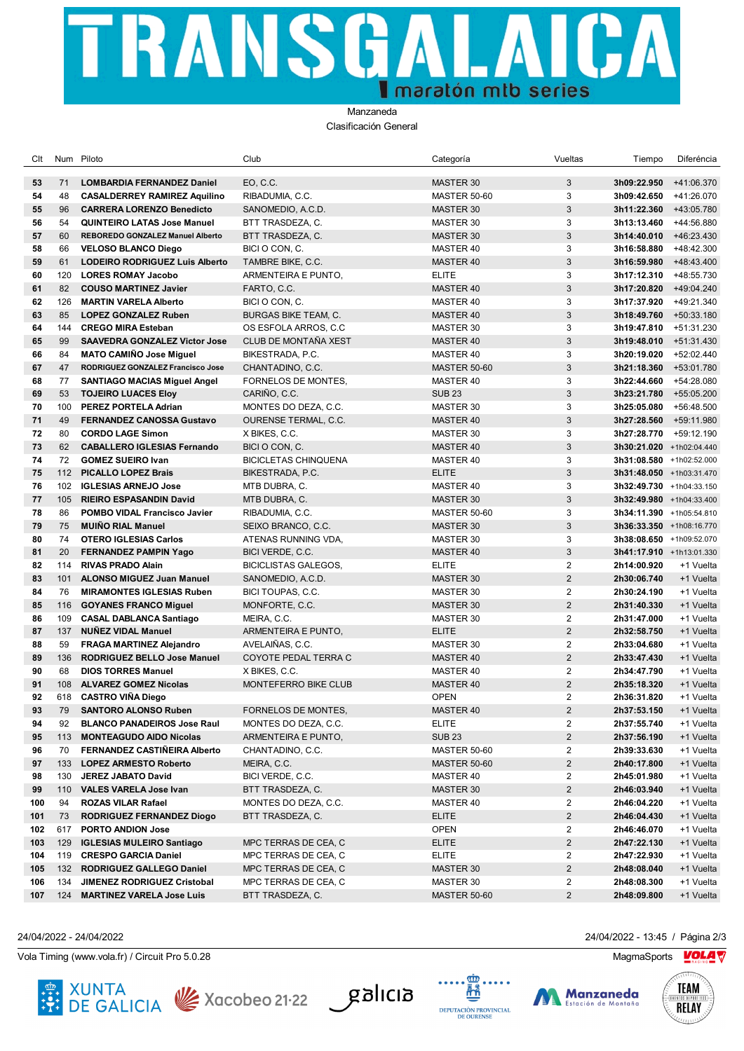# TRANSGALAICA maratón mtb series

Manzaneda

Clasificación General

| Clt | Num | Piloto | Club | Categoría | Vueltas | Tiempo | Diferéncia |
|---|---|---|---|---|---|---|---|
| 53 | 71 | **LOMBARDIA FERNANDEZ Daniel** | EO, C.C. | MASTER 30 | 3 | **3h09:22.950** | +41:06.370 |
| 54 | 48 | **CASALDERREY RAMIREZ Aquilino** | RIBADUMIA, C.C. | MASTER 50-60 | 3 | **3h09:42.650** | +41:26.070 |
| 55 | 96 | **CARRERA LORENZO Benedicto** | SANOMEDIO, A.C.D. | MASTER 30 | 3 | **3h11:22.360** | +43:05.780 |
| 56 | 54 | **QUINTEIRO LATAS Jose Manuel** | BTT TRASDEZA, C. | MASTER 30 | 3 | **3h13:13.460** | +44:56.880 |
| 57 | 60 | **REBOREDO GONZALEZ Manuel Alberto** | BTT TRASDEZA, C. | MASTER 30 | 3 | **3h14:40.010** | +46:23.430 |
| 58 | 66 | **VELOSO BLANCO Diego** | BICI O CON, C. | MASTER 40 | 3 | **3h16:58.880** | +48:42.300 |
| 59 | 61 | **LODEIRO RODRIGUEZ Luis Alberto** | TAMBRE BIKE, C.C. | MASTER 40 | 3 | **3h16:59.980** | +48:43.400 |
| 60 | 120 | **LORES ROMAY Jacobo** | ARMENTEIRA E PUNTO, | ELITE | 3 | **3h17:12.310** | +48:55.730 |
| 61 | 82 | **COUSO MARTINEZ Javier** | FARTO, C.C. | MASTER 40 | 3 | **3h17:20.820** | +49:04.240 |
| 62 | 126 | **MARTIN VARELA Alberto** | BICI O CON, C. | MASTER 30 | 3 | **3h17:37.920** | +49:21.340 |
| 63 | 85 | **LOPEZ GONZALEZ Ruben** | BURGAS BIKE TEAM, C. | MASTER 40 | 3 | **3h18:49.760** | +50:33.180 |
| 64 | 144 | **CREGO MIRA Esteban** | OS ESFOLA ARROS, C.C | MASTER 30 | 3 | **3h19:47.810** | +51:31.230 |
| 65 | 99 | **SAAVEDRA GONZALEZ Victor Jose** | CLUB DE MONTAÑA XEST | MASTER 40 | 3 | **3h19:48.010** | +51:31.430 |
| 66 | 84 | **MATO CAMIÑO Jose Miguel** | BIKESTRADA, P.C. | MASTER 40 | 3 | **3h20:19.020** | +52:02.440 |
| 67 | 47 | **RODRIGUEZ GONZALEZ Francisco Jose** | CHANTADINO, C.C. | MASTER 50-60 | 3 | **3h21:18.360** | +53:01.780 |
| 68 | 77 | **SANTIAGO MACIAS Miguel Angel** | FORNELOS DE MONTES, | MASTER 40 | 3 | **3h22:44.660** | +54:28.080 |
| 69 | 53 | **TOJEIRO LUACES Eloy** | CARIÑO, C.C. | SUB 23 | 3 | **3h23:21.780** | +55:05.200 |
| 70 | 100 | **PEREZ PORTELA Adrian** | MONTES DO DEZA, C.C. | MASTER 30 | 3 | **3h25:05.080** | +56:48.500 |
| 71 | 49 | **FERNANDEZ CANOSSA Gustavo** | OURENSE TERMAL, C.C. | MASTER 40 | 3 | **3h27:28.560** | +59:11.980 |
| 72 | 80 | **CORDO LAGE Simon** | X BIKES, C.C. | MASTER 30 | 3 | **3h27:28.770** | +59:12.190 |
| 73 | 62 | **CABALLERO IGLESIAS Fernando** | BICI O CON, C. | MASTER 40 | 3 | **3h30:21.020** | +1h02:04.440 |
| 74 | 72 | **GOMEZ SUEIRO Ivan** | BICICLETAS CHINQUENA | MASTER 40 | 3 | **3h31:08.580** | +1h02:52.000 |
| 75 | 112 | **PICALLO LOPEZ Brais** | BIKESTRADA, P.C. | ELITE | 3 | **3h31:48.050** | +1h03:31.470 |
| 76 | 102 | **IGLESIAS ARNEJO Jose** | MTB DUBRA, C. | MASTER 40 | 3 | **3h32:49.730** | +1h04:33.150 |
| 77 | 105 | **RIEIRO ESPASANDIN David** | MTB DUBRA, C. | MASTER 30 | 3 | **3h32:49.980** | +1h04:33.400 |
| 78 | 78 | **POMBO VIDAL Francisco Javier** | RIBADUMIA, C.C. | MASTER 50-60 | 3 | **3h34:11.390** | +1h05:54.810 |
| 79 | 75 | **MUIÑO RIAL Manuel** | SEIXO BRANCO, C.C. | MASTER 30 | 3 | **3h36:33.350** | +1h08:16.770 |
| 80 | 74 | **OTERO IGLESIAS Carlos** | ATENAS RUNNING VDA, | MASTER 30 | 3 | **3h38:08.650** | +1h09:52.070 |
| 81 | 20 | **FERNANDEZ PAMPIN Yago** | BICI VERDE, C.C. | MASTER 40 | 3 | **3h41:17.910** | +1h13:01.330 |
| 82 | 114 | **RIVAS PRADO Alain** | BICICLISTAS GALEGOS, | ELITE | 2 | **2h14:00.920** | +1 Vuelta |
| 83 | 101 | **ALONSO MIGUEZ Juan Manuel** | SANOMEDIO, A.C.D. | MASTER 30 | 2 | **2h30:06.740** | +1 Vuelta |
| 84 | 76 | **MIRAMONTES IGLESIAS Ruben** | BICI TOUPAS, C.C. | MASTER 30 | 2 | **2h30:24.190** | +1 Vuelta |
| 85 | 116 | **GOYANES FRANCO Miguel** | MONFORTE, C.C. | MASTER 30 | 2 | **2h31:40.330** | +1 Vuelta |
| 86 | 109 | **CASAL DABLANCA Santiago** | MEIRA, C.C. | MASTER 30 | 2 | **2h31:47.000** | +1 Vuelta |
| 87 | 137 | **NUÑEZ VIDAL Manuel** | ARMENTEIRA E PUNTO, | ELITE | 2 | **2h32:58.750** | +1 Vuelta |
| 88 | 59 | **FRAGA MARTINEZ Alejandro** | AVELAIÑAS, C.C. | MASTER 30 | 2 | **2h33:04.680** | +1 Vuelta |
| 89 | 136 | **RODRIGUEZ BELLO Jose Manuel** | COYOTE PEDAL TERRA C | MASTER 40 | 2 | **2h33:47.430** | +1 Vuelta |
| 90 | 68 | **DIOS TORRES Manuel** | X BIKES, C.C. | MASTER 40 | 2 | **2h34:47.790** | +1 Vuelta |
| 91 | 108 | **ALVAREZ GOMEZ Nicolas** | MONTEFERRO BIKE CLUB | MASTER 40 | 2 | **2h35:18.320** | +1 Vuelta |
| 92 | 618 | **CASTRO VIÑA Diego** | | OPEN | 2 | **2h36:31.820** | +1 Vuelta |
| 93 | 79 | **SANTORO ALONSO Ruben** | FORNELOS DE MONTES, | MASTER 40 | 2 | **2h37:53.150** | +1 Vuelta |
| 94 | 92 | **BLANCO PANADEIROS Jose Raul** | MONTES DO DEZA, C.C. | ELITE | 2 | **2h37:55.740** | +1 Vuelta |
| 95 | 113 | **MONTEAGUDO AIDO Nicolas** | ARMENTEIRA E PUNTO, | SUB 23 | 2 | **2h37:56.190** | +1 Vuelta |
| 96 | 70 | **FERNANDEZ CASTIÑEIRA Alberto** | CHANTADINO, C.C. | MASTER 50-60 | 2 | **2h39:33.630** | +1 Vuelta |
| 97 | 133 | **LOPEZ ARMESTO Roberto** | MEIRA, C.C. | MASTER 50-60 | 2 | **2h40:17.800** | +1 Vuelta |
| 98 | 130 | **JEREZ JABATO David** | BICI VERDE, C.C. | MASTER 40 | 2 | **2h45:01.980** | +1 Vuelta |
| 99 | 110 | **VALES VARELA Jose Ivan** | BTT TRASDEZA, C. | MASTER 30 | 2 | **2h46:03.940** | +1 Vuelta |
| 100 | 94 | **ROZAS VILAR Rafael** | MONTES DO DEZA, C.C. | MASTER 40 | 2 | **2h46:04.220** | +1 Vuelta |
| 101 | 73 | **RODRIGUEZ FERNANDEZ Diogo** | BTT TRASDEZA, C. | ELITE | 2 | **2h46:04.430** | +1 Vuelta |
| 102 | 617 | **PORTO ANDION Jose** | | OPEN | 2 | **2h46:46.070** | +1 Vuelta |
| 103 | 129 | **IGLESIAS MULEIRO Santiago** | MPC TERRAS DE CEA, C | ELITE | 2 | **2h47:22.130** | +1 Vuelta |
| 104 | 119 | **CRESPO GARCIA Daniel** | MPC TERRAS DE CEA, C | ELITE | 2 | **2h47:22.930** | +1 Vuelta |
| 105 | 132 | **RODRIGUEZ GALLEGO Daniel** | MPC TERRAS DE CEA, C | MASTER 30 | 2 | **2h48:08.040** | +1 Vuelta |
| 106 | 134 | **JIMENEZ RODRIGUEZ Cristobal** | MPC TERRAS DE CEA, C | MASTER 30 | 2 | **2h48:08.300** | +1 Vuelta |
| 107 | 124 | **MARTINEZ VARELA Jose Luis** | BTT TRASDEZA, C. | MASTER 50-60 | 2 | **2h48:09.800** | +1 Vuelta |

24/04/2022 - 24/04/2022

24/04/2022 - 13:45 / Página 2/3

Vola Timing (www.vola.fr) / Circuit Pro 5.0.28

MagmaSports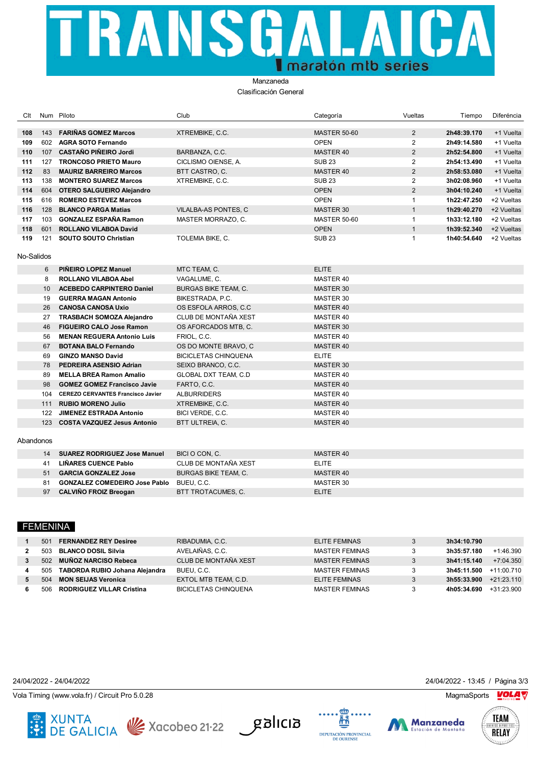# TRANSGALAICA
maratón mtb series

Manzaneda

Clasificación General

| Clt | Num | Piloto | Club | Categoría | Vueltas | Tiempo | Diferéncia |
|---|---|---|---|---|---|---|---|
| 108 | 143 | **FARIÑAS GOMEZ Marcos** | XTREMBIKE, C.C. | MASTER 50-60 | 2 | 2h48:39.170 | +1 Vuelta |
| 109 | 602 | **AGRA SOTO Fernando** | | OPEN | 2 | 2h49:14.580 | +1 Vuelta |
| 110 | 107 | **CASTAÑO PIÑEIRO Jordi** | BARBANZA, C.C. | MASTER 40 | 2 | 2h52:54.800 | +1 Vuelta |
| 111 | 127 | **TRONCOSO PRIETO Mauro** | CICLISMO OIENSE, A. | SUB 23 | 2 | 2h54:13.490 | +1 Vuelta |
| 112 | 83 | **MAURIZ BARREIRO Marcos** | BTT CASTRO, C. | MASTER 40 | 2 | 2h58:53.080 | +1 Vuelta |
| 113 | 138 | **MONTERO SUAREZ Marcos** | XTREMBIKE, C.C. | SUB 23 | 2 | 3h02:08.960 | +1 Vuelta |
| 114 | 604 | **OTERO SALGUEIRO Alejandro** | | OPEN | 2 | 3h04:10.240 | +1 Vuelta |
| 115 | 616 | **ROMERO ESTEVEZ Marcos** | | OPEN | 1 | 1h22:47.250 | +2 Vueltas |
| 116 | 128 | **BLANCO PARGA Matias** | VILALBA-AS PONTES, C | MASTER 30 | 1 | 1h29:40.270 | +2 Vueltas |
| 117 | 103 | **GONZALEZ ESPAÑA Ramon** | MASTER MORRAZO, C. | MASTER 50-60 | 1 | 1h33:12.180 | +2 Vueltas |
| 118 | 601 | **ROLLANO VILABOA David** | | OPEN | 1 | 1h39:52.340 | +2 Vueltas |
| 119 | 121 | **SOUTO SOUTO Christian** | TOLEMIA BIKE, C. | SUB 23 | 1 | 1h40:54.640 | +2 Vueltas |

No-Salidos

| Num | Piloto | Club | Categoría |
|---|---|---|---|
| 6 | **PIÑEIRO LOPEZ Manuel** | MTC TEAM, C. | ELITE |
| 8 | **ROLLANO VILABOA Abel** | VAGALUME, C. | MASTER 40 |
| 10 | **ACEBEDO CARPINTERO Daniel** | BURGAS BIKE TEAM, C. | MASTER 30 |
| 19 | **GUERRA MAGAN Antonio** | BIKESTRADA, P.C. | MASTER 30 |
| 26 | **CANOSA CANOSA Uxio** | OS ESFOLA ARROS, C.C | MASTER 40 |
| 27 | **TRASBACH SOMOZA Alejandro** | CLUB DE MONTAÑA XEST | MASTER 40 |
| 46 | **FIGUEIRO CALO Jose Ramon** | OS AFORCADOS MTB, C. | MASTER 30 |
| 56 | **MENAN REGUERA Antonio Luis** | FRIOL, C.C. | MASTER 40 |
| 67 | **BOTANA BALO Fernando** | OS DO MONTE BRAVO, C | MASTER 40 |
| 69 | **GINZO MANSO David** | BICICLETAS CHINQUENA | ELITE |
| 78 | **PEDREIRA ASENSIO Adrian** | SEIXO BRANCO, C.C. | MASTER 30 |
| 89 | **MELLA BREA Ramon Amalio** | GLOBAL DXT TEAM, C.D | MASTER 40 |
| 98 | **GOMEZ GOMEZ Francisco Javie** | FARTO, C.C. | MASTER 40 |
| 104 | **CEREZO CERVANTES Francisco Javier** | ALBURRIDERS | MASTER 40 |
| 111 | **RUBIO MORENO Julio** | XTREMBIKE, C.C. | MASTER 40 |
| 122 | **JIMENEZ ESTRADA Antonio** | BICI VERDE, C.C. | MASTER 40 |
| 123 | **COSTA VAZQUEZ Jesus Antonio** | BTT ULTREIA, C. | MASTER 40 |

Abandonos

| Num | Piloto | Club | Categoría |
|---|---|---|---|
| 14 | **SUAREZ RODRIGUEZ Jose Manuel** | BICI O CON, C. | MASTER 40 |
| 41 | **LIÑARES CUENCE Pablo** | CLUB DE MONTAÑA XEST | ELITE |
| 51 | **GARCIA GONZALEZ Jose** | BURGAS BIKE TEAM, C. | MASTER 40 |
| 81 | **GONZALEZ COMEDEIRO Jose Pablo** | BUEU, C.C. | MASTER 30 |
| 97 | **CALVIÑO FROIZ Breogan** | BTT TROTACUMES, C. | ELITE |

## FEMENINA

| Clt | Num | Piloto | Club | Categoría | Vueltas | Tiempo | Diferéncia |
|---|---|---|---|---|---|---|---|
| 1 | 501 | **FERNANDEZ REY Desiree** | RIBADUMIA, C.C. | ELITE FEMINAS | 3 | 3h34:10.790 | |
| 2 | 503 | **BLANCO DOSIL Silvia** | AVELAIÑAS, C.C. | MASTER FEMINAS | 3 | 3h35:57.180 | +1:46.390 |
| 3 | 502 | **MUÑOZ NARCISO Rebeca** | CLUB DE MONTAÑA XEST | MASTER FEMINAS | 3 | 3h41:15.140 | +7:04.350 |
| 4 | 505 | **TABORDA RUBIO Johana Alejandra** | BUEU, C.C. | MASTER FEMINAS | 3 | 3h45:11.500 | +11:00.710 |
| 5 | 504 | **MON SEIJAS Veronica** | EXTOL MTB TEAM, C.D. | ELITE FEMINAS | 3 | 3h55:33.900 | +21:23.110 |
| 6 | 506 | **RODRIGUEZ VILLAR Cristina** | BICICLETAS CHINQUENA | MASTER FEMINAS | 3 | 4h05:34.690 | +31:23.900 |

24/04/2022 - 24/04/2022 — 24/04/2022 - 13:45

Vola Timing (www.vola.fr) / Circuit Pro 5.0.28 — MagmaSports